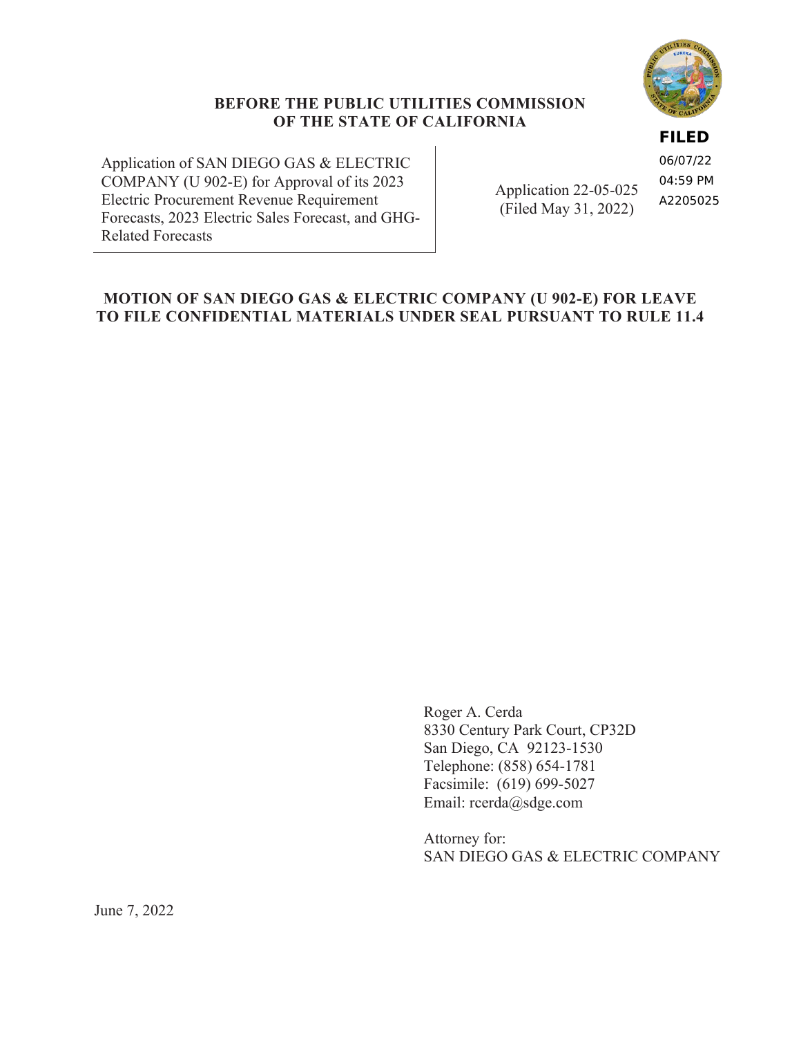**BEFORE THE PUBLIC UTILITIES COMMISSION**
**OF THE STATE OF CALIFORNIA**

FILED
06/07/22
04:59 PM
A2205025

| | |
|---|---|
| Application of SAN DIEGO GAS & ELECTRIC COMPANY (U 902-E) for Approval of its 2023 Electric Procurement Revenue Requirement Forecasts, 2023 Electric Sales Forecast, and GHG-Related Forecasts | Application 22-05-025 (Filed May 31, 2022) |

**MOTION OF SAN DIEGO GAS & ELECTRIC COMPANY (U 902-E) FOR LEAVE TO FILE CONFIDENTIAL MATERIALS UNDER SEAL PURSUANT TO RULE 11.4**

Roger A. Cerda
8330 Century Park Court, CP32D
San Diego, CA 92123-1530
Telephone: (858) 654-1781
Facsimile: (619) 699-5027
Email: rcerda@sdge.com

Attorney for:
SAN DIEGO GAS & ELECTRIC COMPANY

June 7, 2022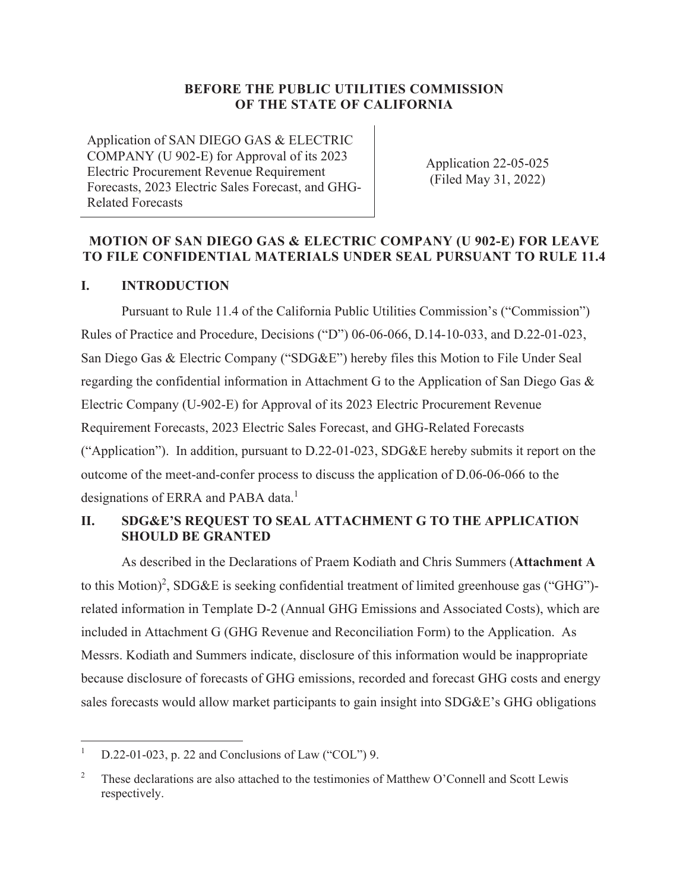**BEFORE THE PUBLIC UTILITIES COMMISSION OF THE STATE OF CALIFORNIA**

| Application of SAN DIEGO GAS & ELECTRIC COMPANY (U 902-E) for Approval of its 2023 Electric Procurement Revenue Requirement Forecasts, 2023 Electric Sales Forecast, and GHG-Related Forecasts | Application 22-05-025 (Filed May 31, 2022) |
|---|---|

**MOTION OF SAN DIEGO GAS & ELECTRIC COMPANY (U 902-E) FOR LEAVE TO FILE CONFIDENTIAL MATERIALS UNDER SEAL PURSUANT TO RULE 11.4**

## I. INTRODUCTION

Pursuant to Rule 11.4 of the California Public Utilities Commission's ("Commission") Rules of Practice and Procedure, Decisions ("D") 06-06-066, D.14-10-033, and D.22-01-023, San Diego Gas & Electric Company ("SDG&E") hereby files this Motion to File Under Seal regarding the confidential information in Attachment G to the Application of San Diego Gas & Electric Company (U-902-E) for Approval of its 2023 Electric Procurement Revenue Requirement Forecasts, 2023 Electric Sales Forecast, and GHG-Related Forecasts ("Application"). In addition, pursuant to D.22-01-023, SDG&E hereby submits it report on the outcome of the meet-and-confer process to discuss the application of D.06-06-066 to the designations of ERRA and PABA data.[1]

## II. SDG&E'S REQUEST TO SEAL ATTACHMENT G TO THE APPLICATION SHOULD BE GRANTED

As described in the Declarations of Praem Kodiath and Chris Summers (**Attachment A** to this Motion)[2], SDG&E is seeking confidential treatment of limited greenhouse gas ("GHG")-related information in Template D-2 (Annual GHG Emissions and Associated Costs), which are included in Attachment G (GHG Revenue and Reconciliation Form) to the Application. As Messrs. Kodiath and Summers indicate, disclosure of this information would be inappropriate because disclosure of forecasts of GHG emissions, recorded and forecast GHG costs and energy sales forecasts would allow market participants to gain insight into SDG&E's GHG obligations

---

[1] D.22-01-023, p. 22 and Conclusions of Law ("COL") 9.

[2] These declarations are also attached to the testimonies of Matthew O'Connell and Scott Lewis respectively.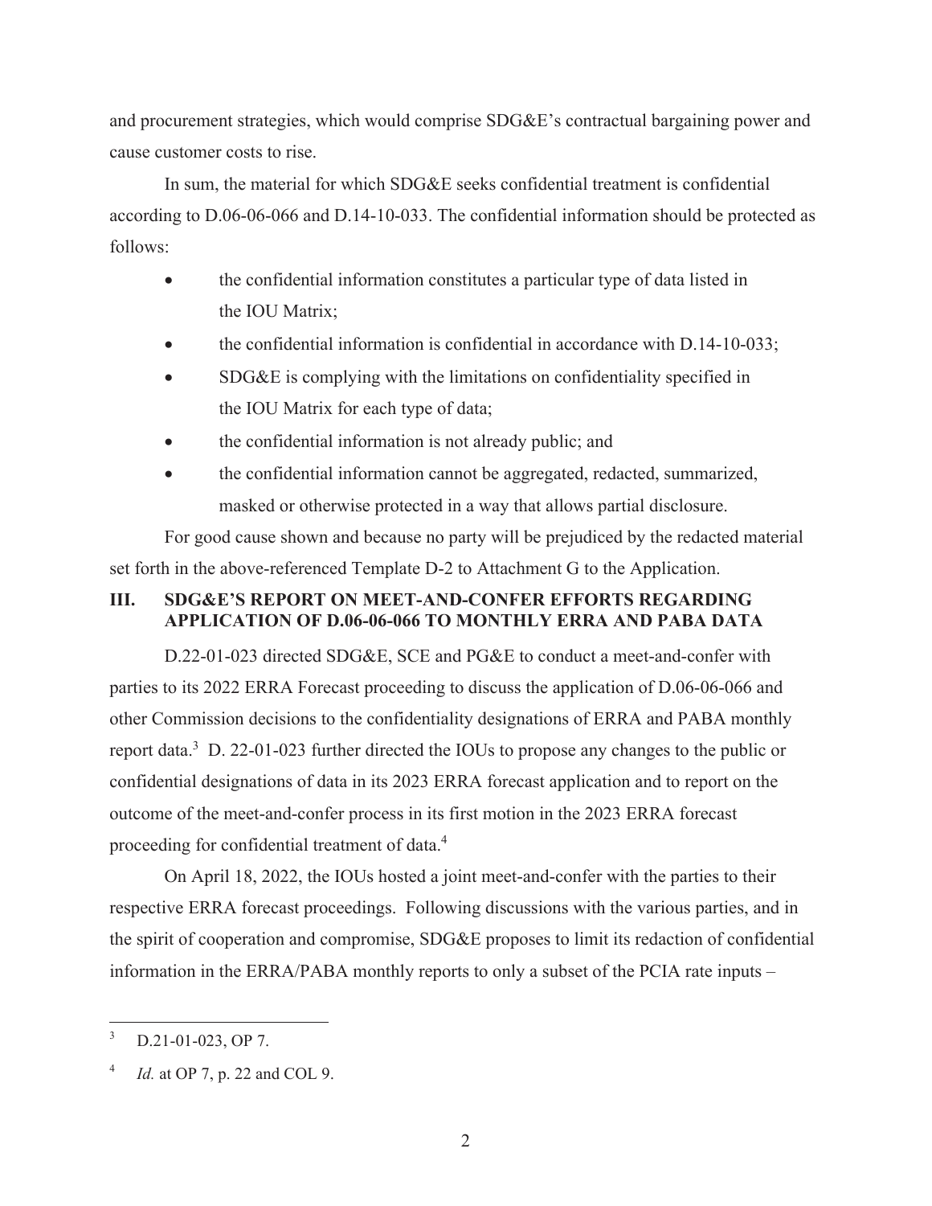and procurement strategies, which would comprise SDG&E's contractual bargaining power and cause customer costs to rise.

In sum, the material for which SDG&E seeks confidential treatment is confidential according to D.06-06-066 and D.14-10-033. The confidential information should be protected as follows:

- the confidential information constitutes a particular type of data listed in the IOU Matrix;
- the confidential information is confidential in accordance with D.14-10-033;
- SDG&E is complying with the limitations on confidentiality specified in the IOU Matrix for each type of data;
- the confidential information is not already public; and
- the confidential information cannot be aggregated, redacted, summarized, masked or otherwise protected in a way that allows partial disclosure.

For good cause shown and because no party will be prejudiced by the redacted material set forth in the above-referenced Template D-2 to Attachment G to the Application.

## III. SDG&E'S REPORT ON MEET-AND-CONFER EFFORTS REGARDING APPLICATION OF D.06-06-066 TO MONTHLY ERRA AND PABA DATA

D.22-01-023 directed SDG&E, SCE and PG&E to conduct a meet-and-confer with parties to its 2022 ERRA Forecast proceeding to discuss the application of D.06-06-066 and other Commission decisions to the confidentiality designations of ERRA and PABA monthly report data.[3] D. 22-01-023 further directed the IOUs to propose any changes to the public or confidential designations of data in its 2023 ERRA forecast application and to report on the outcome of the meet-and-confer process in its first motion in the 2023 ERRA forecast proceeding for confidential treatment of data.[4]

On April 18, 2022, the IOUs hosted a joint meet-and-confer with the parties to their respective ERRA forecast proceedings. Following discussions with the various parties, and in the spirit of cooperation and compromise, SDG&E proposes to limit its redaction of confidential information in the ERRA/PABA monthly reports to only a subset of the PCIA rate inputs –

---

[3] D.21-01-023, OP 7.

[4] *Id.* at OP 7, p. 22 and COL 9.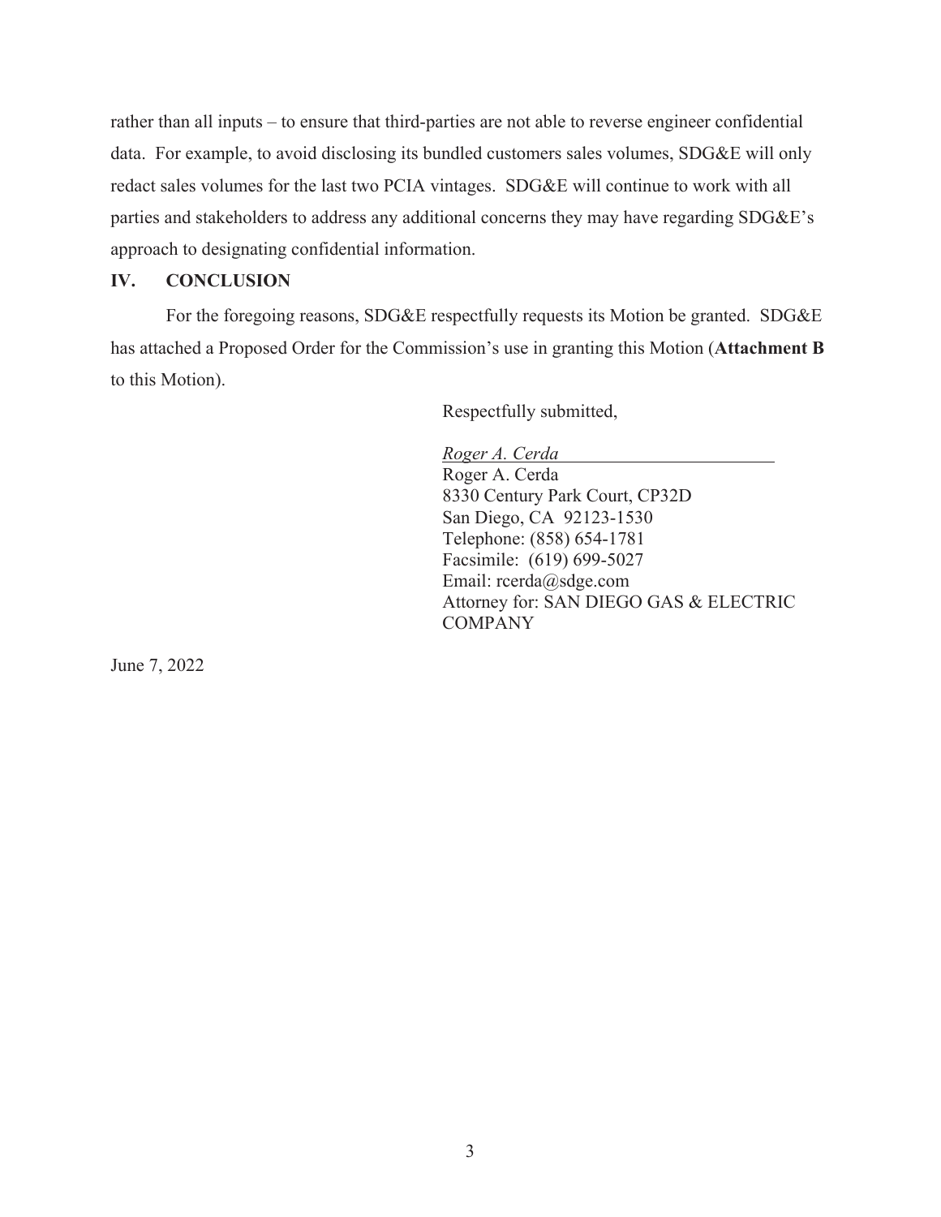rather than all inputs – to ensure that third-parties are not able to reverse engineer confidential data. For example, to avoid disclosing its bundled customers sales volumes, SDG&E will only redact sales volumes for the last two PCIA vintages. SDG&E will continue to work with all parties and stakeholders to address any additional concerns they may have regarding SDG&E's approach to designating confidential information.

## IV. CONCLUSION

For the foregoing reasons, SDG&E respectfully requests its Motion be granted. SDG&E has attached a Proposed Order for the Commission's use in granting this Motion (**Attachment B** to this Motion).

Respectfully submitted,

*Roger A. Cerda*

Roger A. Cerda
8330 Century Park Court, CP32D
San Diego, CA 92123-1530
Telephone: (858) 654-1781
Facsimile: (619) 699-5027
Email: rcerda@sdge.com
Attorney for: SAN DIEGO GAS & ELECTRIC COMPANY

June 7, 2022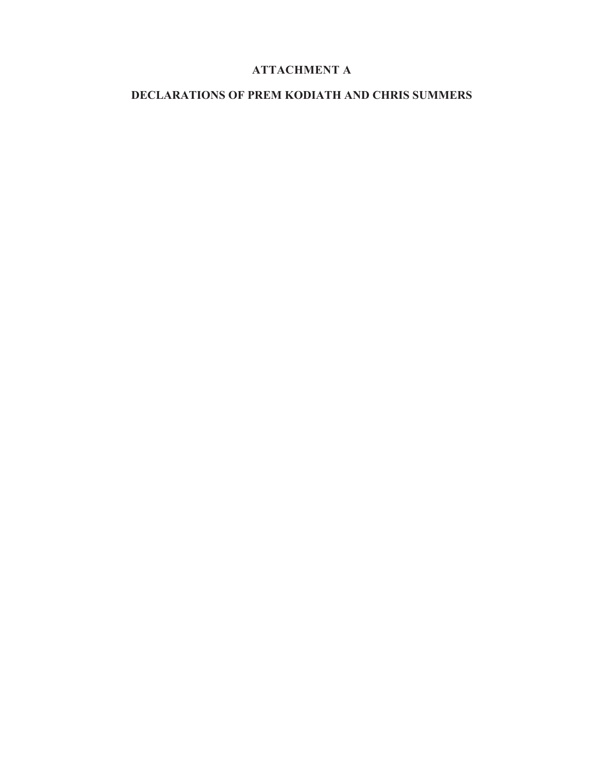# ATTACHMENT A

## DECLARATIONS OF PREM KODIATH AND CHRIS SUMMERS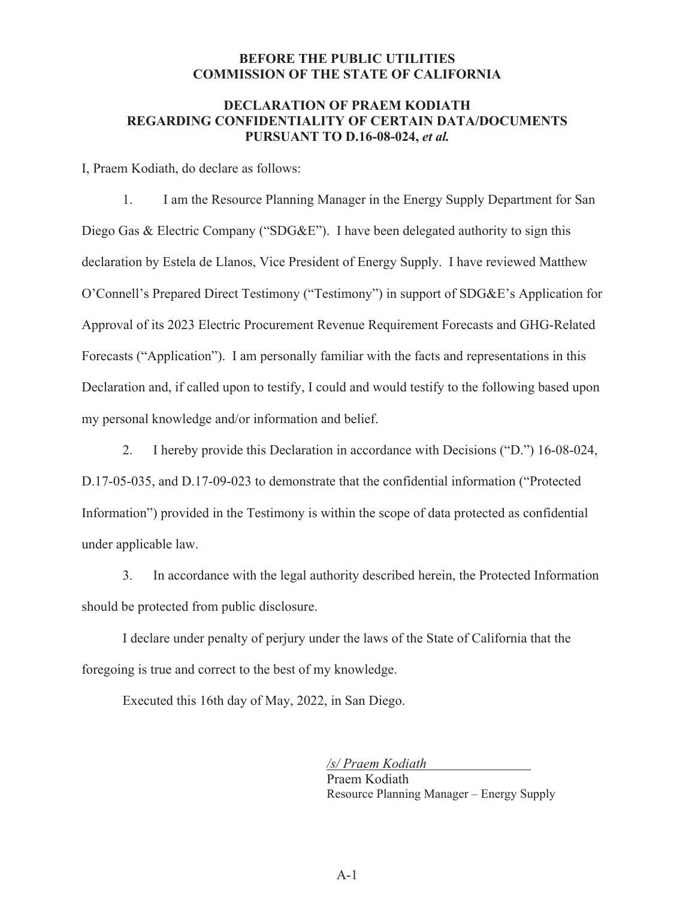**BEFORE THE PUBLIC UTILITIES COMMISSION OF THE STATE OF CALIFORNIA**

**DECLARATION OF PRAEM KODIATH REGARDING CONFIDENTIALITY OF CERTAIN DATA/DOCUMENTS PURSUANT TO D.16-08-024, *et al.***

I, Praem Kodiath, do declare as follows:

1. I am the Resource Planning Manager in the Energy Supply Department for San Diego Gas & Electric Company ("SDG&E"). I have been delegated authority to sign this declaration by Estela de Llanos, Vice President of Energy Supply. I have reviewed Matthew O'Connell's Prepared Direct Testimony ("Testimony") in support of SDG&E's Application for Approval of its 2023 Electric Procurement Revenue Requirement Forecasts and GHG-Related Forecasts ("Application"). I am personally familiar with the facts and representations in this Declaration and, if called upon to testify, I could and would testify to the following based upon my personal knowledge and/or information and belief.

2. I hereby provide this Declaration in accordance with Decisions ("D.") 16-08-024, D.17-05-035, and D.17-09-023 to demonstrate that the confidential information ("Protected Information") provided in the Testimony is within the scope of data protected as confidential under applicable law.

3. In accordance with the legal authority described herein, the Protected Information should be protected from public disclosure.

I declare under penalty of perjury under the laws of the State of California that the foregoing is true and correct to the best of my knowledge.

Executed this 16th day of May, 2022, in San Diego.

*/s/ Praem Kodiath*
Praem Kodiath
Resource Planning Manager – Energy Supply

A-1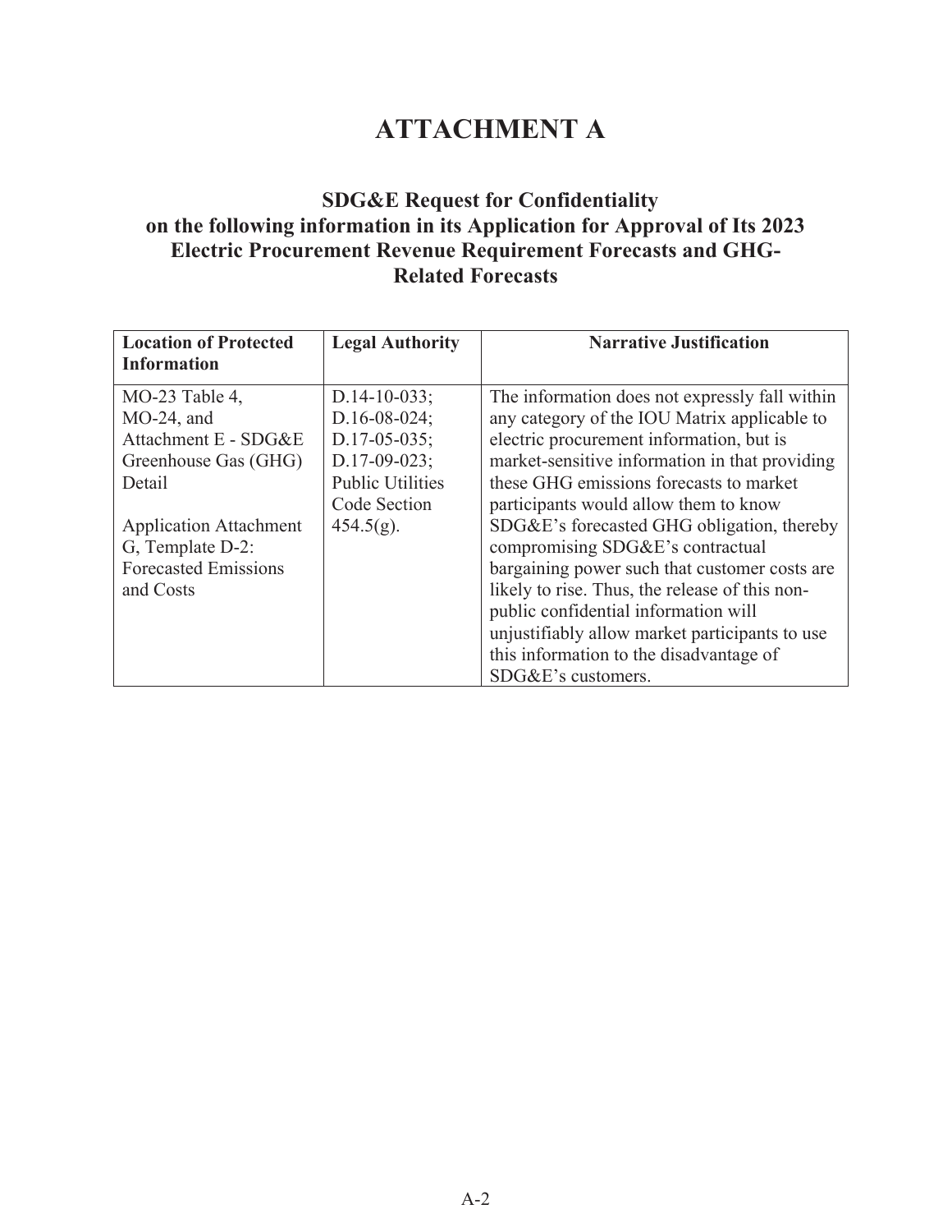# ATTACHMENT A

### SDG&E Request for Confidentiality on the following information in its Application for Approval of Its 2023 Electric Procurement Revenue Requirement Forecasts and GHG-Related Forecasts

| Location of Protected Information | Legal Authority | Narrative Justification |
|---|---|---|
| MO-23 Table 4, MO-24, and Attachment E - SDG&E Greenhouse Gas (GHG) Detail<br><br>Application Attachment G, Template D-2: Forecasted Emissions and Costs | D.14-10-033; D.16-08-024; D.17-05-035; D.17-09-023; Public Utilities Code Section 454.5(g). | The information does not expressly fall within any category of the IOU Matrix applicable to electric procurement information, but is market-sensitive information in that providing these GHG emissions forecasts to market participants would allow them to know SDG&E's forecasted GHG obligation, thereby compromising SDG&E's contractual bargaining power such that customer costs are likely to rise. Thus, the release of this non-public confidential information will unjustifiably allow market participants to use this information to the disadvantage of SDG&E's customers. |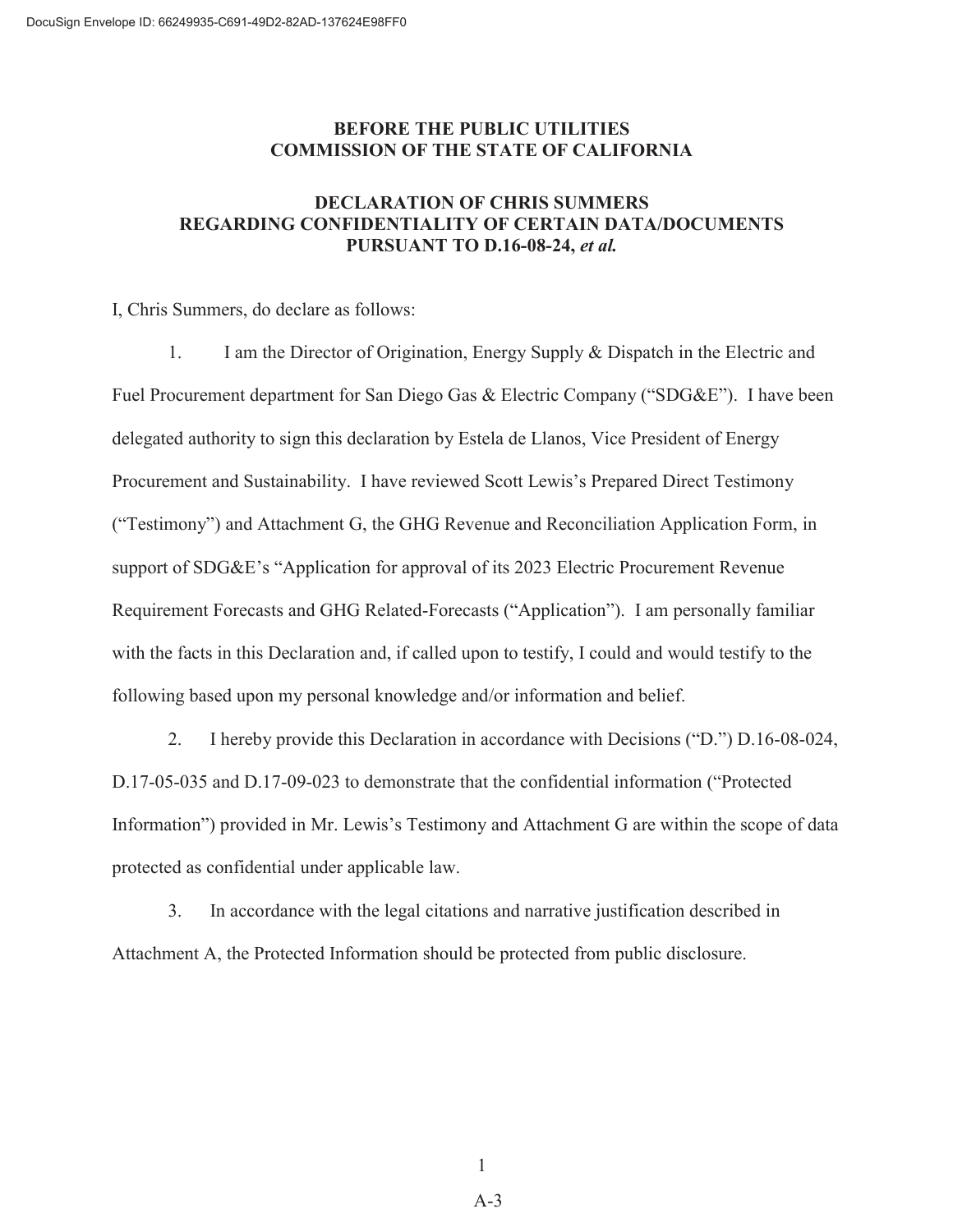**BEFORE THE PUBLIC UTILITIES COMMISSION OF THE STATE OF CALIFORNIA**

**DECLARATION OF CHRIS SUMMERS REGARDING CONFIDENTIALITY OF CERTAIN DATA/DOCUMENTS PURSUANT TO D.16-08-24, *et al.***

I, Chris Summers, do declare as follows:

1. I am the Director of Origination, Energy Supply & Dispatch in the Electric and Fuel Procurement department for San Diego Gas & Electric Company ("SDG&E"). I have been delegated authority to sign this declaration by Estela de Llanos, Vice President of Energy Procurement and Sustainability. I have reviewed Scott Lewis's Prepared Direct Testimony ("Testimony") and Attachment G, the GHG Revenue and Reconciliation Application Form, in support of SDG&E's "Application for approval of its 2023 Electric Procurement Revenue Requirement Forecasts and GHG Related-Forecasts ("Application"). I am personally familiar with the facts in this Declaration and, if called upon to testify, I could and would testify to the following based upon my personal knowledge and/or information and belief.

2. I hereby provide this Declaration in accordance with Decisions ("D.") D.16-08-024, D.17-05-035 and D.17-09-023 to demonstrate that the confidential information ("Protected Information") provided in Mr. Lewis's Testimony and Attachment G are within the scope of data protected as confidential under applicable law.

3. In accordance with the legal citations and narrative justification described in Attachment A, the Protected Information should be protected from public disclosure.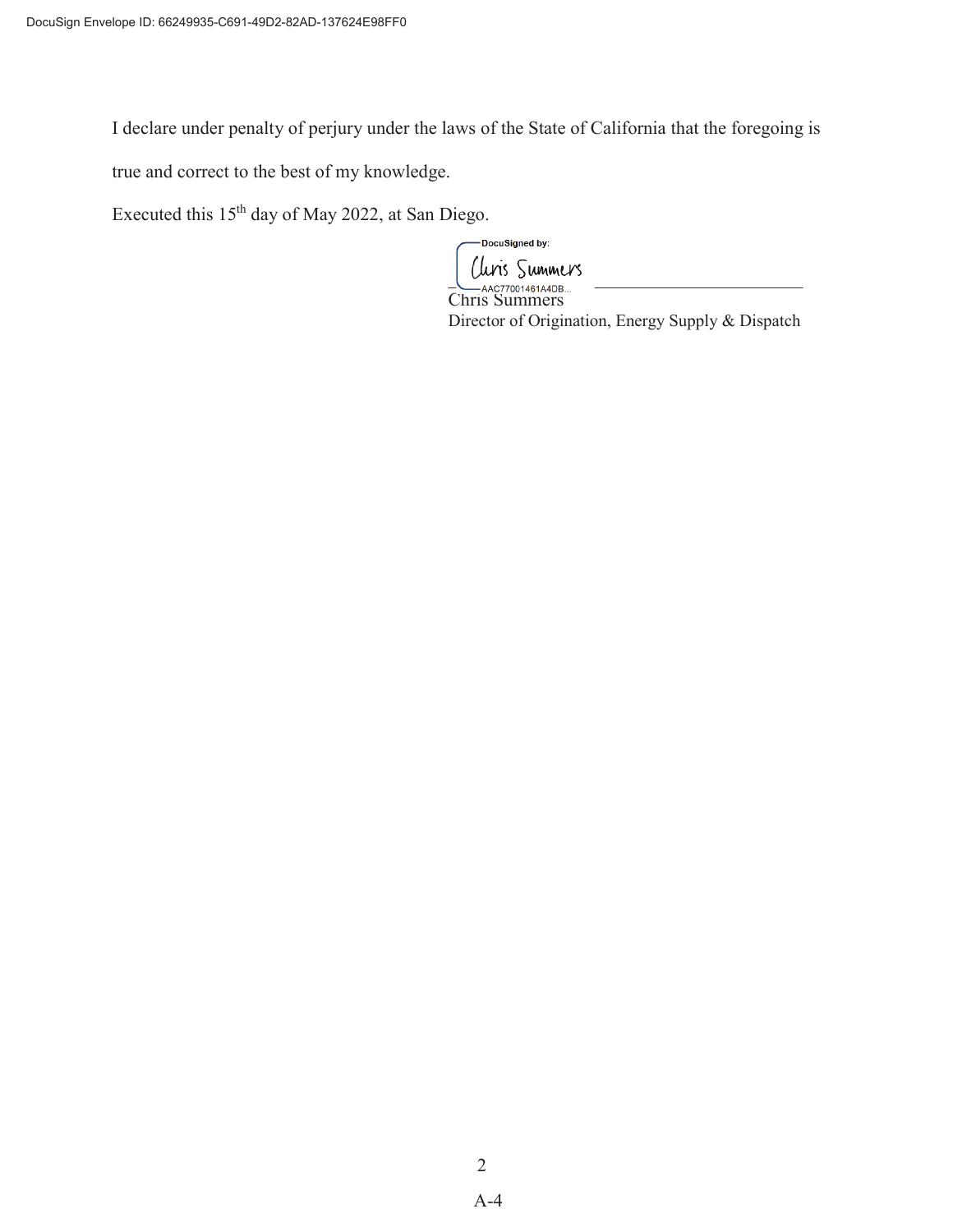DocuSign Envelope ID: 66249935-C691-49D2-82AD-137624E98FF0

I declare under penalty of perjury under the laws of the State of California that the foregoing is true and correct to the best of my knowledge.

Executed this 15th day of May 2022, at San Diego.

DocuSigned by:
Chris Summers
AAC77001461A4DB...

Chris Summers
Director of Origination, Energy Supply & Dispatch

A-4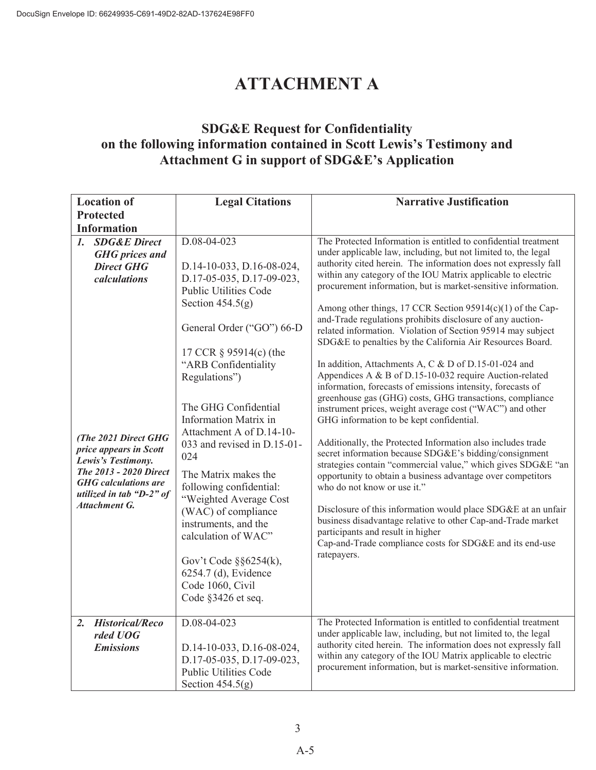# ATTACHMENT A

## SDG&E Request for Confidentiality on the following information contained in Scott Lewis's Testimony and Attachment G in support of SDG&E's Application

| Location of Protected Information | Legal Citations | Narrative Justification |
|---|---|---|
| ***1. SDG&E Direct GHG prices and Direct GHG calculations***<br><br>***(The 2021 Direct GHG price appears in Scott Lewis's Testimony. The 2013 - 2020 Direct GHG calculations are utilized in tab "D-2" of Attachment G.*** | D.08-04-023<br><br>D.14-10-033, D.16-08-024, D.17-05-035, D.17-09-023, Public Utilities Code Section 454.5(g)<br><br>General Order ("GO") 66-D<br><br>17 CCR § 95914(c) (the "ARB Confidentiality Regulations")<br><br>The GHG Confidential Information Matrix in Attachment A of D.14-10-033 and revised in D.15-01-024<br><br>The Matrix makes the following confidential: "Weighted Average Cost (WAC) of compliance instruments, and the calculation of WAC"<br><br>Gov't Code §§6254(k), 6254.7 (d), Evidence Code 1060, Civil Code §3426 et seq. | The Protected Information is entitled to confidential treatment under applicable law, including, but not limited to, the legal authority cited herein. The information does not expressly fall within any category of the IOU Matrix applicable to electric procurement information, but is market-sensitive information.<br><br>Among other things, 17 CCR Section 95914(c)(1) of the Cap-and-Trade regulations prohibits disclosure of any auction-related information. Violation of Section 95914 may subject SDG&E to penalties by the California Air Resources Board.<br><br>In addition, Attachments A, C & D of D.15-01-024 and Appendices A & B of D.15-10-032 require Auction-related information, forecasts of emissions intensity, forecasts of greenhouse gas (GHG) costs, GHG transactions, compliance instrument prices, weight average cost ("WAC") and other GHG information to be kept confidential.<br><br>Additionally, the Protected Information also includes trade secret information because SDG&E's bidding/consignment strategies contain "commercial value," which gives SDG&E "an opportunity to obtain a business advantage over competitors who do not know or use it."<br><br>Disclosure of this information would place SDG&E at an unfair business disadvantage relative to other Cap-and-Trade market participants and result in higher Cap-and-Trade compliance costs for SDG&E and its end-use ratepayers. |
| ***2. Historical/Recorded UOG Emissions*** | D.08-04-023<br><br>D.14-10-033, D.16-08-024, D.17-05-035, D.17-09-023, Public Utilities Code Section 454.5(g) | The Protected Information is entitled to confidential treatment under applicable law, including, but not limited to, the legal authority cited herein. The information does not expressly fall within any category of the IOU Matrix applicable to electric procurement information, but is market-sensitive information. |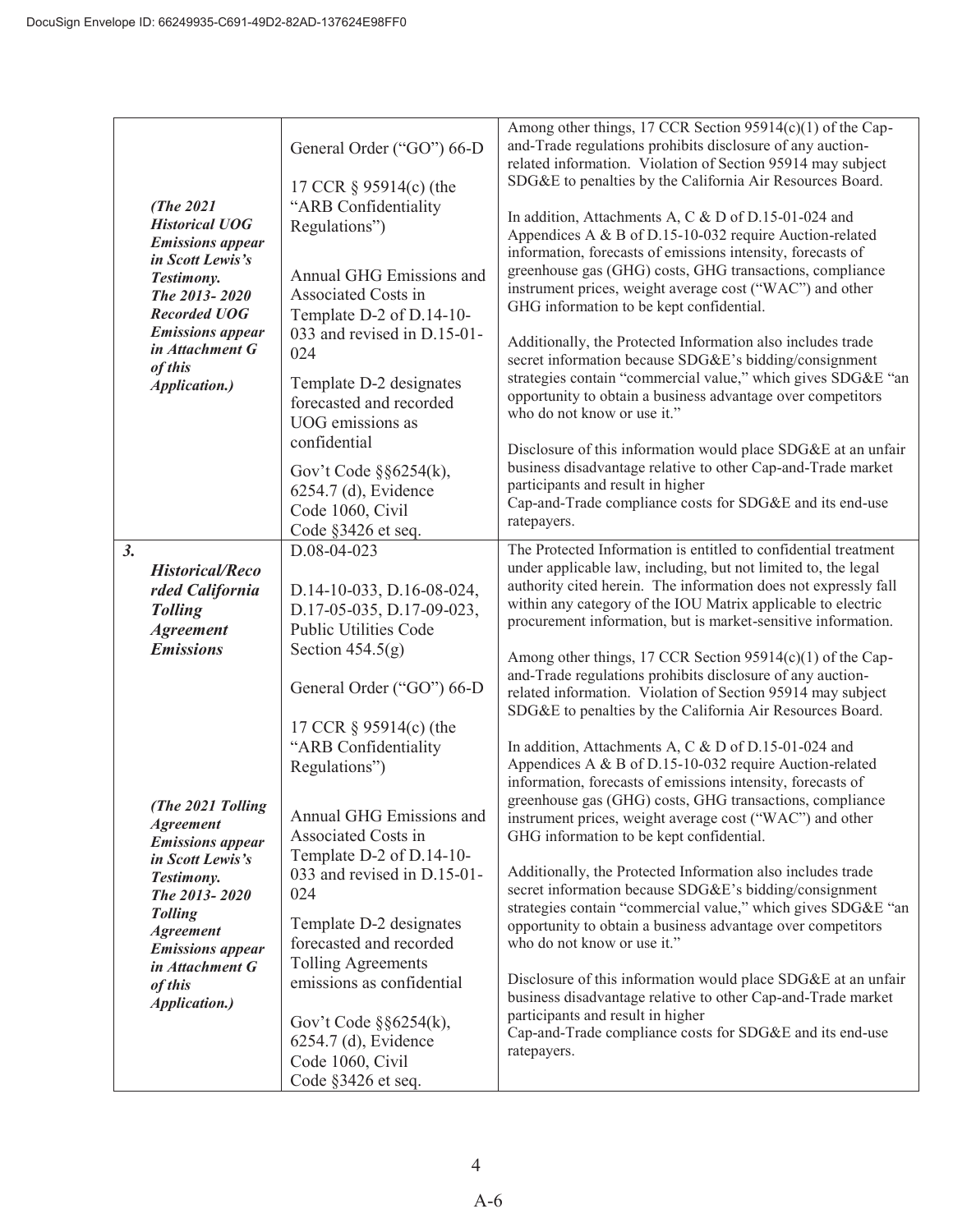| | | |
|---|---|---|
| ***(The 2021 Historical UOG Emissions appear in Scott Lewis's Testimony. The 2013- 2020 Recorded UOG Emissions appear in Attachment G of this Application.)*** | General Order ("GO") 66-D<br><br>17 CCR § 95914(c) (the "ARB Confidentiality Regulations")<br><br>Annual GHG Emissions and Associated Costs in Template D-2 of D.14-10-033 and revised in D.15-01-024<br><br>Template D-2 designates forecasted and recorded UOG emissions as confidential<br><br>Gov't Code §§6254(k), 6254.7 (d), Evidence Code 1060, Civil Code §3426 et seq. | Among other things, 17 CCR Section 95914(c)(1) of the Cap-and-Trade regulations prohibits disclosure of any auction-related information. Violation of Section 95914 may subject SDG&E to penalties by the California Air Resources Board.<br><br>In addition, Attachments A, C & D of D.15-01-024 and Appendices A & B of D.15-10-032 require Auction-related information, forecasts of emissions intensity, forecasts of greenhouse gas (GHG) costs, GHG transactions, compliance instrument prices, weight average cost ("WAC") and other GHG information to be kept confidential.<br><br>Additionally, the Protected Information also includes trade secret information because SDG&E's bidding/consignment strategies contain "commercial value," which gives SDG&E "an opportunity to obtain a business advantage over competitors who do not know or use it."<br><br>Disclosure of this information would place SDG&E at an unfair business disadvantage relative to other Cap-and-Trade market participants and result in higher Cap-and-Trade compliance costs for SDG&E and its end-use ratepayers. |
| ***3. Historical/Recorded California Tolling Agreement Emissions***<br><br>***(The 2021 Tolling Agreement Emissions appear in Scott Lewis's Testimony. The 2013- 2020 Tolling Agreement Emissions appear in Attachment G of this Application.)*** | D.08-04-023<br><br>D.14-10-033, D.16-08-024, D.17-05-035, D.17-09-023, Public Utilities Code Section 454.5(g)<br><br>General Order ("GO") 66-D<br><br>17 CCR § 95914(c) (the "ARB Confidentiality Regulations")<br><br>Annual GHG Emissions and Associated Costs in Template D-2 of D.14-10-033 and revised in D.15-01-024<br><br>Template D-2 designates forecasted and recorded Tolling Agreements emissions as confidential<br><br>Gov't Code §§6254(k), 6254.7 (d), Evidence Code 1060, Civil Code §3426 et seq. | The Protected Information is entitled to confidential treatment under applicable law, including, but not limited to, the legal authority cited herein. The information does not expressly fall within any category of the IOU Matrix applicable to electric procurement information, but is market-sensitive information.<br><br>Among other things, 17 CCR Section 95914(c)(1) of the Cap-and-Trade regulations prohibits disclosure of any auction-related information. Violation of Section 95914 may subject SDG&E to penalties by the California Air Resources Board.<br><br>In addition, Attachments A, C & D of D.15-01-024 and Appendices A & B of D.15-10-032 require Auction-related information, forecasts of emissions intensity, forecasts of greenhouse gas (GHG) costs, GHG transactions, compliance instrument prices, weight average cost ("WAC") and other GHG information to be kept confidential.<br><br>Additionally, the Protected Information also includes trade secret information because SDG&E's bidding/consignment strategies contain "commercial value," which gives SDG&E "an opportunity to obtain a business advantage over competitors who do not know or use it."<br><br>Disclosure of this information would place SDG&E at an unfair business disadvantage relative to other Cap-and-Trade market participants and result in higher Cap-and-Trade compliance costs for SDG&E and its end-use ratepayers. |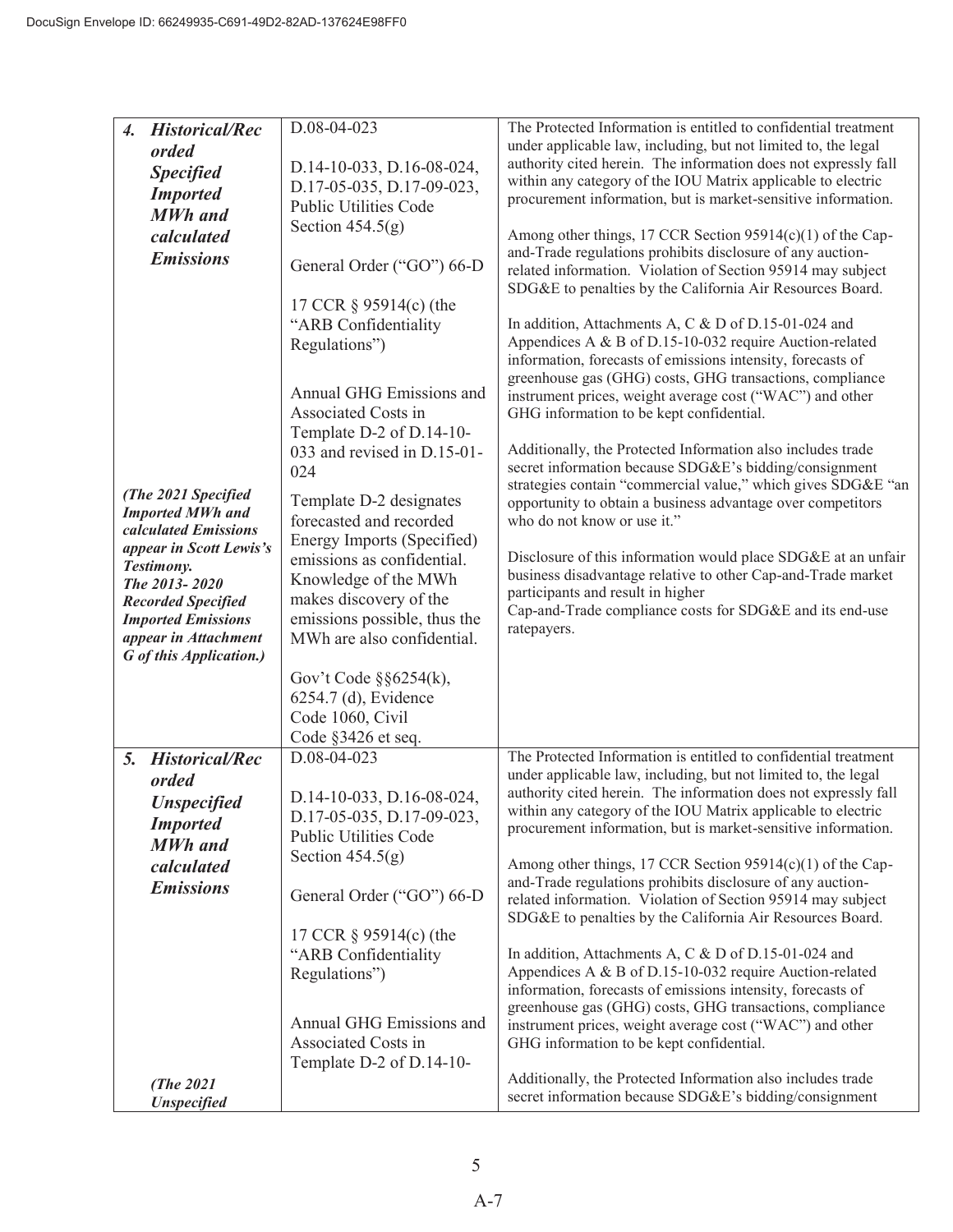DocuSign Envelope ID: 66249935-C691-49D2-82AD-137624E98FF0

| | | |
|---|---|---|
| ***4. Historical/Recorded Specified Imported MWh and calculated Emissions***<br><br>***(The 2021 Specified Imported MWh and calculated Emissions appear in Scott Lewis's Testimony. The 2013- 2020 Recorded Specified Imported Emissions appear in Attachment G of this Application.)*** | D.08-04-023<br><br>D.14-10-033, D.16-08-024, D.17-05-035, D.17-09-023, Public Utilities Code Section 454.5(g)<br><br>General Order ("GO") 66-D<br><br>17 CCR § 95914(c) (the "ARB Confidentiality Regulations")<br><br>Annual GHG Emissions and Associated Costs in Template D-2 of D.14-10-033 and revised in D.15-01-024<br><br>Template D-2 designates forecasted and recorded Energy Imports (Specified) emissions as confidential. Knowledge of the MWh makes discovery of the emissions possible, thus the MWh are also confidential.<br><br>Gov't Code §§6254(k), 6254.7 (d), Evidence Code 1060, Civil Code §3426 et seq. | The Protected Information is entitled to confidential treatment under applicable law, including, but not limited to, the legal authority cited herein. The information does not expressly fall within any category of the IOU Matrix applicable to electric procurement information, but is market-sensitive information.<br><br>Among other things, 17 CCR Section 95914(c)(1) of the Cap-and-Trade regulations prohibits disclosure of any auction-related information. Violation of Section 95914 may subject SDG&E to penalties by the California Air Resources Board.<br><br>In addition, Attachments A, C & D of D.15-01-024 and Appendices A & B of D.15-10-032 require Auction-related information, forecasts of emissions intensity, forecasts of greenhouse gas (GHG) costs, GHG transactions, compliance instrument prices, weight average cost ("WAC") and other GHG information to be kept confidential.<br><br>Additionally, the Protected Information also includes trade secret information because SDG&E's bidding/consignment strategies contain "commercial value," which gives SDG&E "an opportunity to obtain a business advantage over competitors who do not know or use it."<br><br>Disclosure of this information would place SDG&E at an unfair business disadvantage relative to other Cap-and-Trade market participants and result in higher Cap-and-Trade compliance costs for SDG&E and its end-use ratepayers. |
| ***5. Historical/Recorded Unspecified Imported MWh and calculated Emissions***<br><br>***(The 2021 Unspecified*** | D.08-04-023<br><br>D.14-10-033, D.16-08-024, D.17-05-035, D.17-09-023, Public Utilities Code Section 454.5(g)<br><br>General Order ("GO") 66-D<br><br>17 CCR § 95914(c) (the "ARB Confidentiality Regulations")<br><br>Annual GHG Emissions and Associated Costs in Template D-2 of D.14-10- | The Protected Information is entitled to confidential treatment under applicable law, including, but not limited to, the legal authority cited herein. The information does not expressly fall within any category of the IOU Matrix applicable to electric procurement information, but is market-sensitive information.<br><br>Among other things, 17 CCR Section 95914(c)(1) of the Cap-and-Trade regulations prohibits disclosure of any auction-related information. Violation of Section 95914 may subject SDG&E to penalties by the California Air Resources Board.<br><br>In addition, Attachments A, C & D of D.15-01-024 and Appendices A & B of D.15-10-032 require Auction-related information, forecasts of emissions intensity, forecasts of greenhouse gas (GHG) costs, GHG transactions, compliance instrument prices, weight average cost ("WAC") and other GHG information to be kept confidential.<br><br>Additionally, the Protected Information also includes trade secret information because SDG&E's bidding/consignment |

A-7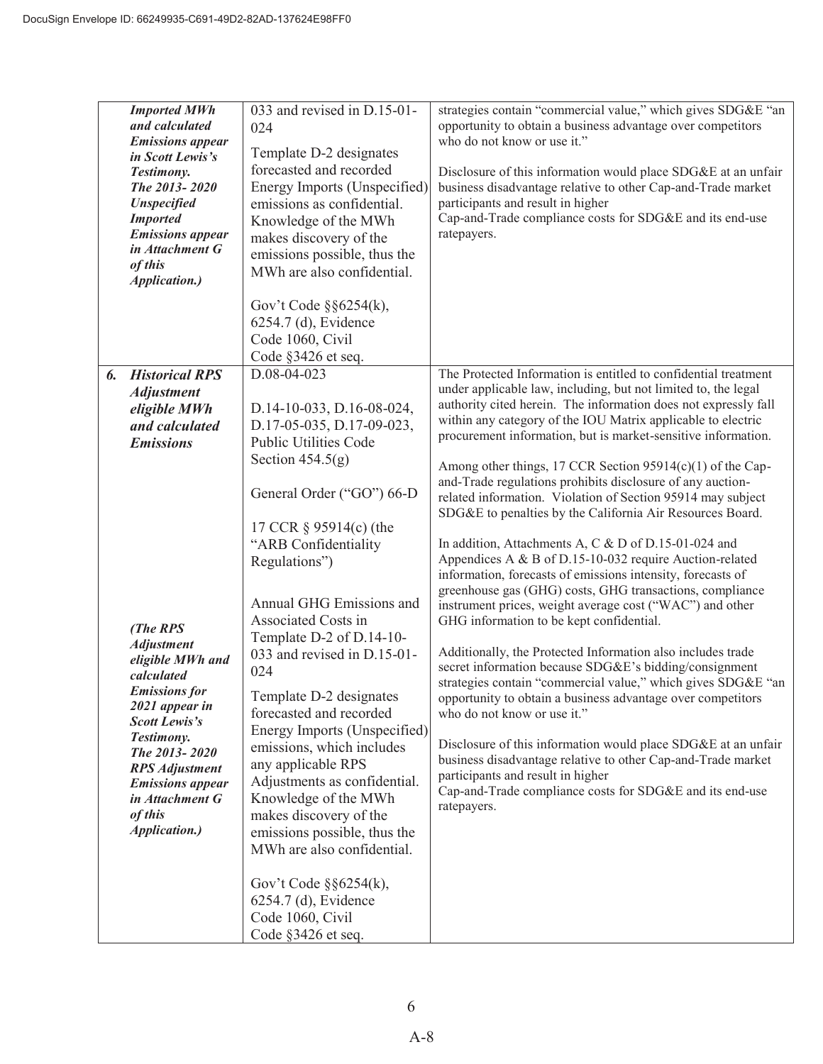| | | | |
|---|---|---|---|
| | ***Imported MWh and calculated Emissions appear in Scott Lewis's Testimony. The 2013- 2020 Unspecified Imported Emissions appear in Attachment G of this Application.)*** | 033 and revised in D.15-01-024<br><br>Template D-2 designates forecasted and recorded Energy Imports (Unspecified) emissions as confidential. Knowledge of the MWh makes discovery of the emissions possible, thus the MWh are also confidential.<br><br>Gov't Code §§6254(k), 6254.7 (d), Evidence Code 1060, Civil Code §3426 et seq. | strategies contain "commercial value," which gives SDG&E "an opportunity to obtain a business advantage over competitors who do not know or use it."<br><br>Disclosure of this information would place SDG&E at an unfair business disadvantage relative to other Cap-and-Trade market participants and result in higher Cap-and-Trade compliance costs for SDG&E and its end-use ratepayers. |
| ***6.*** | ***Historical RPS Adjustment eligible MWh and calculated Emissions***<br><br>***(The RPS Adjustment eligible MWh and calculated Emissions for 2021 appear in Scott Lewis's Testimony. The 2013- 2020 RPS Adjustment Emissions appear in Attachment G of this Application.)*** | D.08-04-023<br><br>D.14-10-033, D.16-08-024, D.17-05-035, D.17-09-023, Public Utilities Code Section 454.5(g)<br><br>General Order ("GO") 66-D<br><br>17 CCR § 95914(c) (the "ARB Confidentiality Regulations")<br><br>Annual GHG Emissions and Associated Costs in Template D-2 of D.14-10-033 and revised in D.15-01-024<br><br>Template D-2 designates forecasted and recorded Energy Imports (Unspecified) emissions, which includes any applicable RPS Adjustments as confidential. Knowledge of the MWh makes discovery of the emissions possible, thus the MWh are also confidential.<br><br>Gov't Code §§6254(k), 6254.7 (d), Evidence Code 1060, Civil Code §3426 et seq. | The Protected Information is entitled to confidential treatment under applicable law, including, but not limited to, the legal authority cited herein. The information does not expressly fall within any category of the IOU Matrix applicable to electric procurement information, but is market-sensitive information.<br><br>Among other things, 17 CCR Section 95914(c)(1) of the Cap-and-Trade regulations prohibits disclosure of any auction-related information. Violation of Section 95914 may subject SDG&E to penalties by the California Air Resources Board.<br><br>In addition, Attachments A, C & D of D.15-01-024 and Appendices A & B of D.15-10-032 require Auction-related information, forecasts of emissions intensity, forecasts of greenhouse gas (GHG) costs, GHG transactions, compliance instrument prices, weight average cost ("WAC") and other GHG information to be kept confidential.<br><br>Additionally, the Protected Information also includes trade secret information because SDG&E's bidding/consignment strategies contain "commercial value," which gives SDG&E "an opportunity to obtain a business advantage over competitors who do not know or use it."<br><br>Disclosure of this information would place SDG&E at an unfair business disadvantage relative to other Cap-and-Trade market participants and result in higher Cap-and-Trade compliance costs for SDG&E and its end-use ratepayers. |

A-8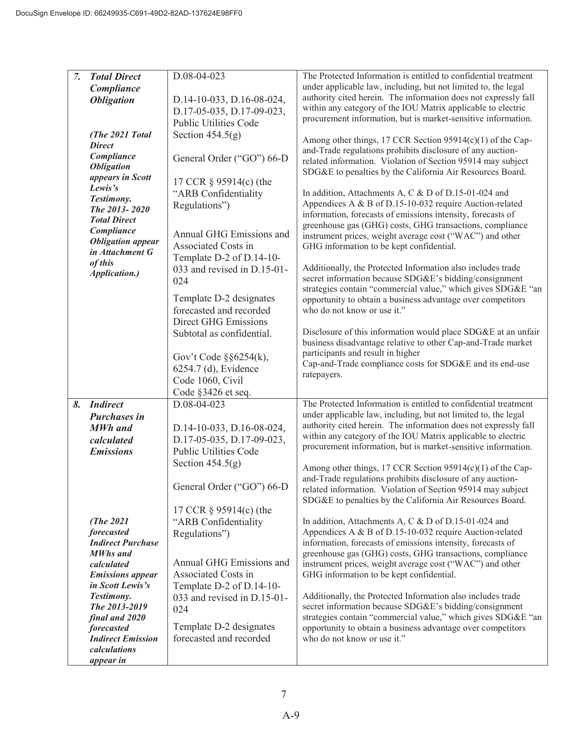| | | |
|---|---|---|
| ***7. Total Direct Compliance Obligation***<br><br>***(The 2021 Total Direct Compliance Obligation appears in Scott Lewis's Testimony. The 2013- 2020 Total Direct Compliance Obligation appear in Attachment G of this Application.)*** | D.08-04-023<br><br>D.14-10-033, D.16-08-024, D.17-05-035, D.17-09-023, Public Utilities Code Section 454.5(g)<br><br>General Order ("GO") 66-D<br><br>17 CCR § 95914(c) (the "ARB Confidentiality Regulations")<br><br>Annual GHG Emissions and Associated Costs in Template D-2 of D.14-10-033 and revised in D.15-01-024<br><br>Template D-2 designates forecasted and recorded Direct GHG Emissions Subtotal as confidential.<br><br>Gov't Code §§6254(k), 6254.7 (d), Evidence Code 1060, Civil Code §3426 et seq. | The Protected Information is entitled to confidential treatment under applicable law, including, but not limited to, the legal authority cited herein. The information does not expressly fall within any category of the IOU Matrix applicable to electric procurement information, but is market-sensitive information.<br><br>Among other things, 17 CCR Section 95914(c)(1) of the Cap-and-Trade regulations prohibits disclosure of any auction-related information. Violation of Section 95914 may subject SDG&E to penalties by the California Air Resources Board.<br><br>In addition, Attachments A, C & D of D.15-01-024 and Appendices A & B of D.15-10-032 require Auction-related information, forecasts of emissions intensity, forecasts of greenhouse gas (GHG) costs, GHG transactions, compliance instrument prices, weight average cost ("WAC") and other GHG information to be kept confidential.<br><br>Additionally, the Protected Information also includes trade secret information because SDG&E's bidding/consignment strategies contain "commercial value," which gives SDG&E "an opportunity to obtain a business advantage over competitors who do not know or use it."<br><br>Disclosure of this information would place SDG&E at an unfair business disadvantage relative to other Cap-and-Trade market participants and result in higher Cap-and-Trade compliance costs for SDG&E and its end-use ratepayers. |
| ***8. Indirect Purchases in MWh and calculated Emissions***<br><br>***(The 2021 forecasted Indirect Purchase MWhs and calculated Emissions appear in Scott Lewis's Testimony. The 2013-2019 final and 2020 forecasted Indirect Emission calculations appear in*** | D.08-04-023<br><br>D.14-10-033, D.16-08-024, D.17-05-035, D.17-09-023, Public Utilities Code Section 454.5(g)<br><br>General Order ("GO") 66-D<br><br>17 CCR § 95914(c) (the "ARB Confidentiality Regulations")<br><br>Annual GHG Emissions and Associated Costs in Template D-2 of D.14-10-033 and revised in D.15-01-024<br><br>Template D-2 designates forecasted and recorded | The Protected Information is entitled to confidential treatment under applicable law, including, but not limited to, the legal authority cited herein. The information does not expressly fall within any category of the IOU Matrix applicable to electric procurement information, but is market-sensitive information.<br><br>Among other things, 17 CCR Section 95914(c)(1) of the Cap-and-Trade regulations prohibits disclosure of any auction-related information. Violation of Section 95914 may subject SDG&E to penalties by the California Air Resources Board.<br><br>In addition, Attachments A, C & D of D.15-01-024 and Appendices A & B of D.15-10-032 require Auction-related information, forecasts of emissions intensity, forecasts of greenhouse gas (GHG) costs, GHG transactions, compliance instrument prices, weight average cost ("WAC") and other GHG information to be kept confidential.<br><br>Additionally, the Protected Information also includes trade secret information because SDG&E's bidding/consignment strategies contain "commercial value," which gives SDG&E "an opportunity to obtain a business advantage over competitors who do not know or use it." |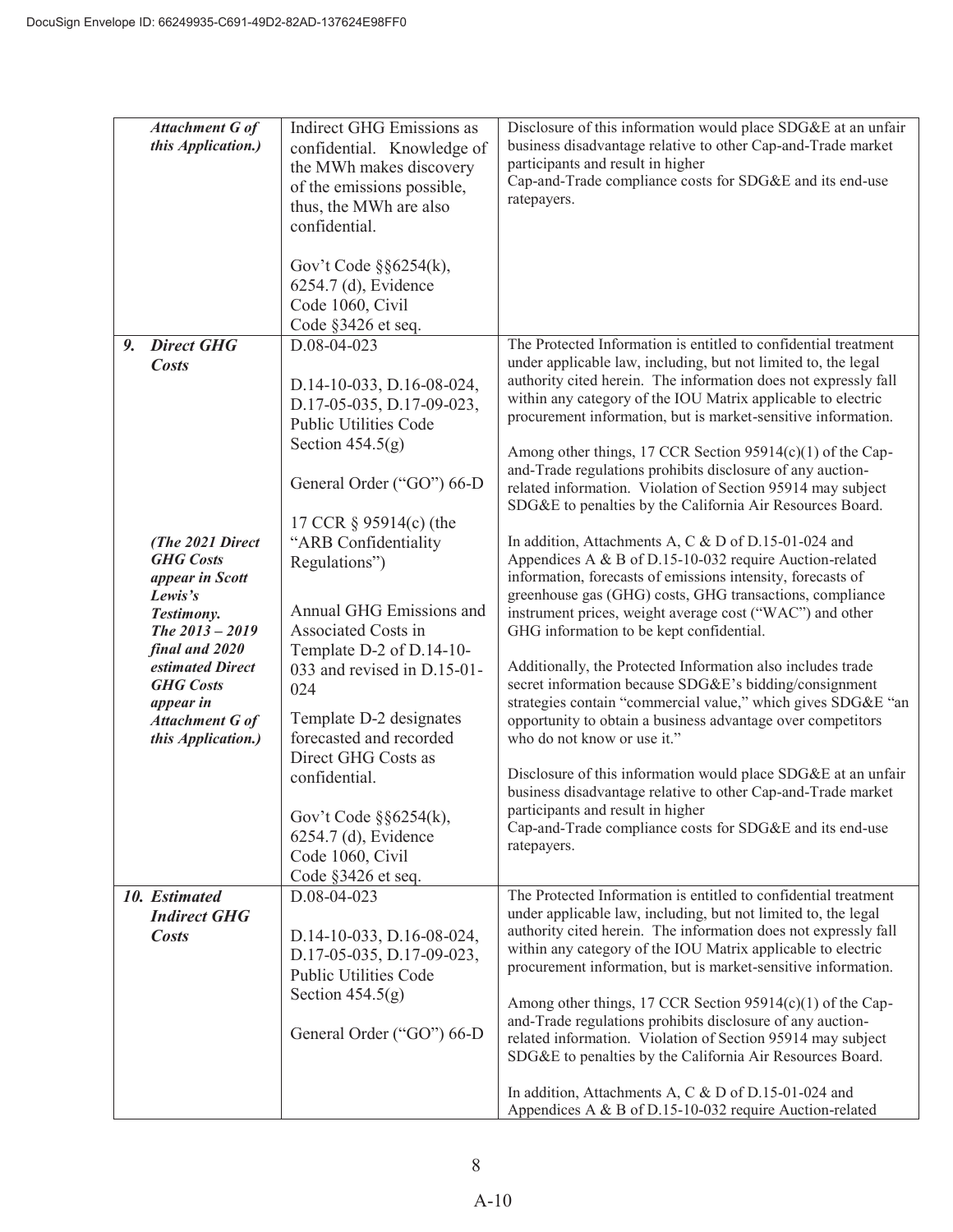| | | |
|---|---|---|
| ***Attachment G of this Application.)*** | Indirect GHG Emissions as confidential. Knowledge of the MWh makes discovery of the emissions possible, thus, the MWh are also confidential.<br><br>Gov't Code §§6254(k), 6254.7 (d), Evidence Code 1060, Civil Code §3426 et seq. | Disclosure of this information would place SDG&E at an unfair business disadvantage relative to other Cap-and-Trade market participants and result in higher Cap-and-Trade compliance costs for SDG&E and its end-use ratepayers. |
| ***9. Direct GHG Costs***<br><br>***(The 2021 Direct GHG Costs appear in Scott Lewis's Testimony. The 2013 – 2019 final and 2020 estimated Direct GHG Costs appear in Attachment G of this Application.)*** | D.08-04-023<br><br>D.14-10-033, D.16-08-024, D.17-05-035, D.17-09-023, Public Utilities Code Section 454.5(g)<br><br>General Order ("GO") 66-D<br><br>17 CCR § 95914(c) (the "ARB Confidentiality Regulations")<br><br>Annual GHG Emissions and Associated Costs in Template D-2 of D.14-10-033 and revised in D.15-01-024<br><br>Template D-2 designates forecasted and recorded Direct GHG Costs as confidential.<br><br>Gov't Code §§6254(k), 6254.7 (d), Evidence Code 1060, Civil Code §3426 et seq. | The Protected Information is entitled to confidential treatment under applicable law, including, but not limited to, the legal authority cited herein. The information does not expressly fall within any category of the IOU Matrix applicable to electric procurement information, but is market-sensitive information.<br><br>Among other things, 17 CCR Section 95914(c)(1) of the Cap-and-Trade regulations prohibits disclosure of any auction-related information. Violation of Section 95914 may subject SDG&E to penalties by the California Air Resources Board.<br><br>In addition, Attachments A, C & D of D.15-01-024 and Appendices A & B of D.15-10-032 require Auction-related information, forecasts of emissions intensity, forecasts of greenhouse gas (GHG) costs, GHG transactions, compliance instrument prices, weight average cost ("WAC") and other GHG information to be kept confidential.<br><br>Additionally, the Protected Information also includes trade secret information because SDG&E's bidding/consignment strategies contain "commercial value," which gives SDG&E "an opportunity to obtain a business advantage over competitors who do not know or use it."<br><br>Disclosure of this information would place SDG&E at an unfair business disadvantage relative to other Cap-and-Trade market participants and result in higher Cap-and-Trade compliance costs for SDG&E and its end-use ratepayers. |
| ***10. Estimated Indirect GHG Costs*** | D.08-04-023<br><br>D.14-10-033, D.16-08-024, D.17-05-035, D.17-09-023, Public Utilities Code Section 454.5(g)<br><br>General Order ("GO") 66-D | The Protected Information is entitled to confidential treatment under applicable law, including, but not limited to, the legal authority cited herein. The information does not expressly fall within any category of the IOU Matrix applicable to electric procurement information, but is market-sensitive information.<br><br>Among other things, 17 CCR Section 95914(c)(1) of the Cap-and-Trade regulations prohibits disclosure of any auction-related information. Violation of Section 95914 may subject SDG&E to penalties by the California Air Resources Board.<br><br>In addition, Attachments A, C & D of D.15-01-024 and Appendices A & B of D.15-10-032 require Auction-related |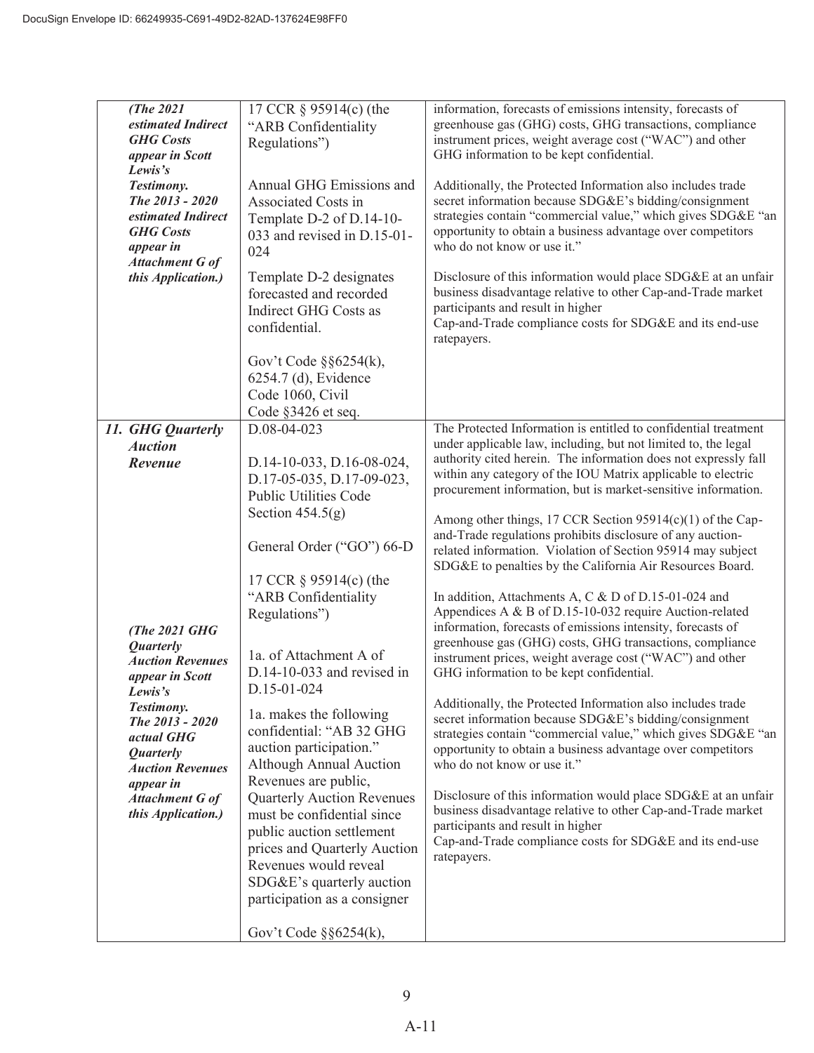| | | |
|---|---|---|
| ***(The 2021 estimated Indirect GHG Costs appear in Scott Lewis's Testimony. The 2013 - 2020 estimated Indirect GHG Costs appear in Attachment G of this Application.)*** | 17 CCR § 95914(c) (the "ARB Confidentiality Regulations")<br><br>Annual GHG Emissions and Associated Costs in Template D-2 of D.14-10-033 and revised in D.15-01-024<br><br>Template D-2 designates forecasted and recorded Indirect GHG Costs as confidential.<br><br>Gov't Code §§6254(k), 6254.7 (d), Evidence Code 1060, Civil Code §3426 et seq. | information, forecasts of emissions intensity, forecasts of greenhouse gas (GHG) costs, GHG transactions, compliance instrument prices, weight average cost ("WAC") and other GHG information to be kept confidential.<br><br>Additionally, the Protected Information also includes trade secret information because SDG&E's bidding/consignment strategies contain "commercial value," which gives SDG&E "an opportunity to obtain a business advantage over competitors who do not know or use it."<br><br>Disclosure of this information would place SDG&E at an unfair business disadvantage relative to other Cap-and-Trade market participants and result in higher Cap-and-Trade compliance costs for SDG&E and its end-use ratepayers. |
| ***11. GHG Quarterly Auction Revenue***<br><br>***(The 2021 GHG Quarterly Auction Revenues appear in Scott Lewis's Testimony. The 2013 - 2020 actual GHG Quarterly Auction Revenues appear in Attachment G of this Application.)*** | D.08-04-023<br><br>D.14-10-033, D.16-08-024, D.17-05-035, D.17-09-023, Public Utilities Code Section 454.5(g)<br><br>General Order ("GO") 66-D<br><br>17 CCR § 95914(c) (the "ARB Confidentiality Regulations")<br><br>1a. of Attachment A of D.14-10-033 and revised in D.15-01-024<br><br>1a. makes the following confidential: "AB 32 GHG auction participation." Although Annual Auction Revenues are public, Quarterly Auction Revenues must be confidential since public auction settlement prices and Quarterly Auction Revenues would reveal SDG&E's quarterly auction participation as a consigner<br><br>Gov't Code §§6254(k), | The Protected Information is entitled to confidential treatment under applicable law, including, but not limited to, the legal authority cited herein. The information does not expressly fall within any category of the IOU Matrix applicable to electric procurement information, but is market-sensitive information.<br><br>Among other things, 17 CCR Section 95914(c)(1) of the Cap-and-Trade regulations prohibits disclosure of any auction-related information. Violation of Section 95914 may subject SDG&E to penalties by the California Air Resources Board.<br><br>In addition, Attachments A, C & D of D.15-01-024 and Appendices A & B of D.15-10-032 require Auction-related information, forecasts of emissions intensity, forecasts of greenhouse gas (GHG) costs, GHG transactions, compliance instrument prices, weight average cost ("WAC") and other GHG information to be kept confidential.<br><br>Additionally, the Protected Information also includes trade secret information because SDG&E's bidding/consignment strategies contain "commercial value," which gives SDG&E "an opportunity to obtain a business advantage over competitors who do not know or use it."<br><br>Disclosure of this information would place SDG&E at an unfair business disadvantage relative to other Cap-and-Trade market participants and result in higher Cap-and-Trade compliance costs for SDG&E and its end-use ratepayers. |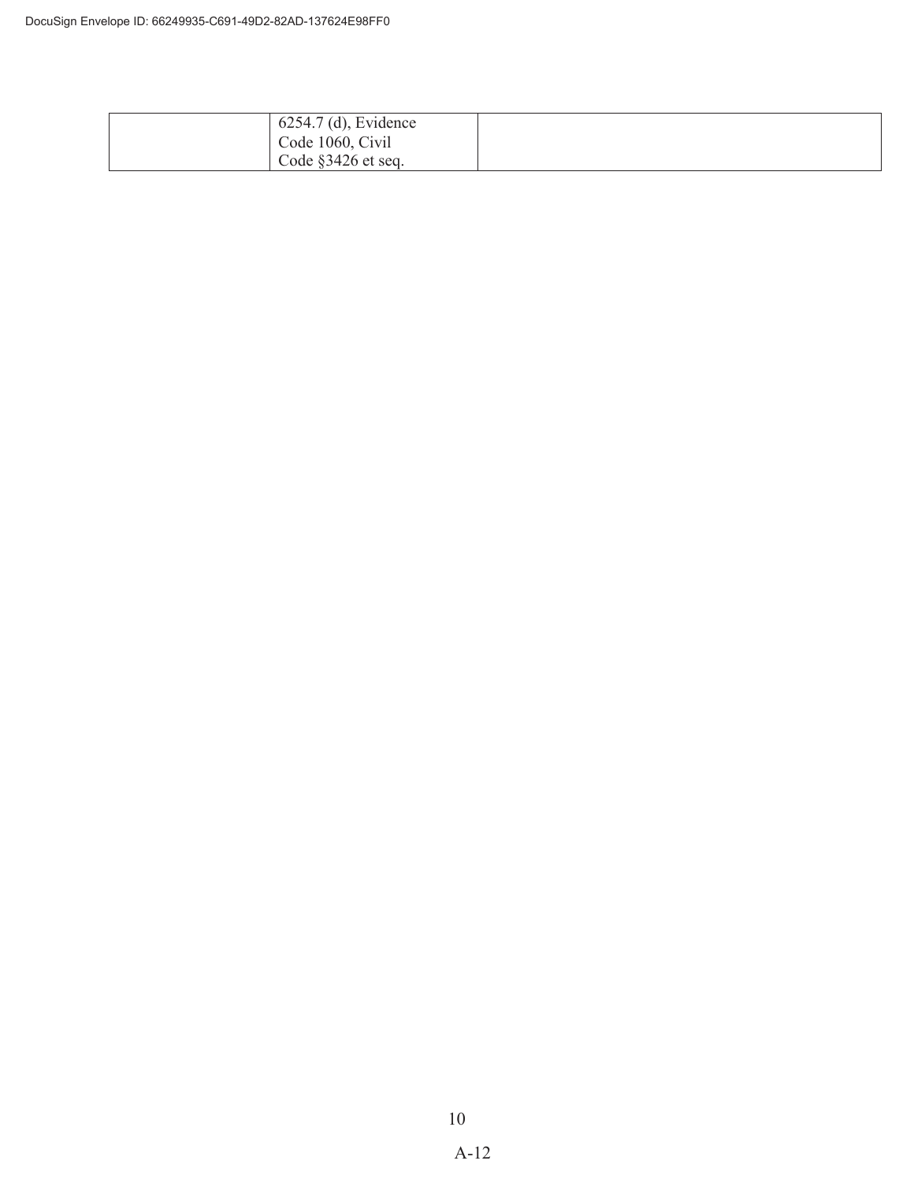|  | 6254.7 (d), Evidence Code 1060, Civil Code §3426 et seq. |  |
|---|---|---|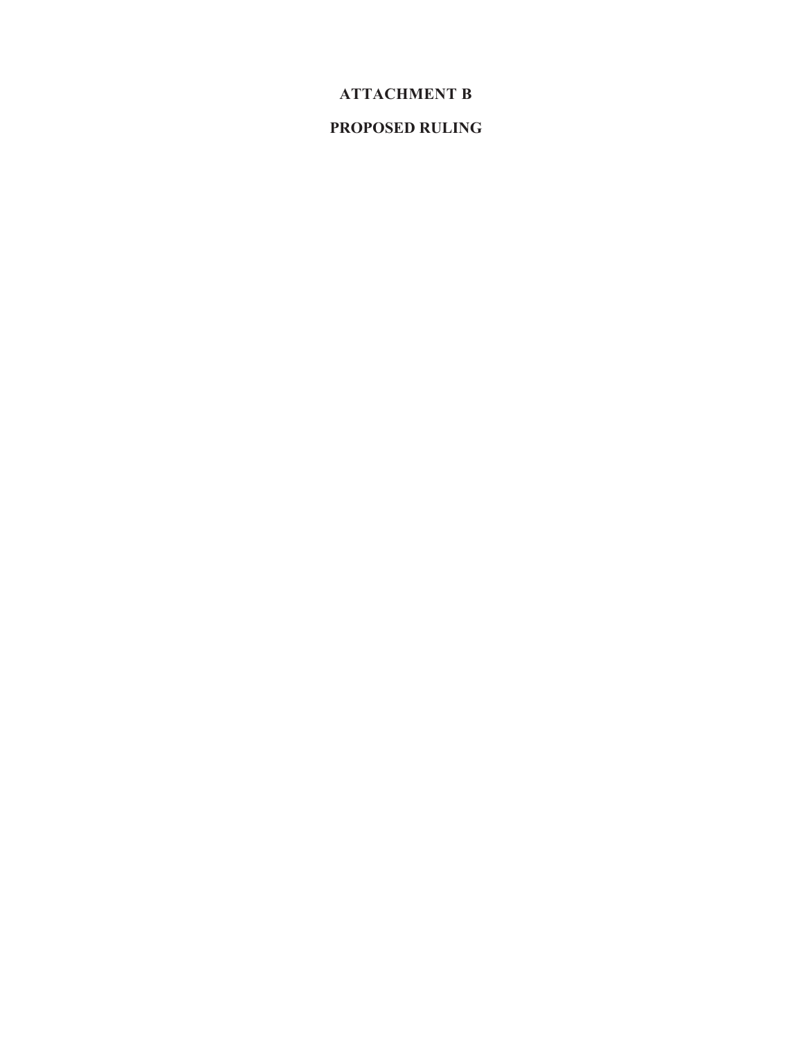# ATTACHMENT B

# PROPOSED RULING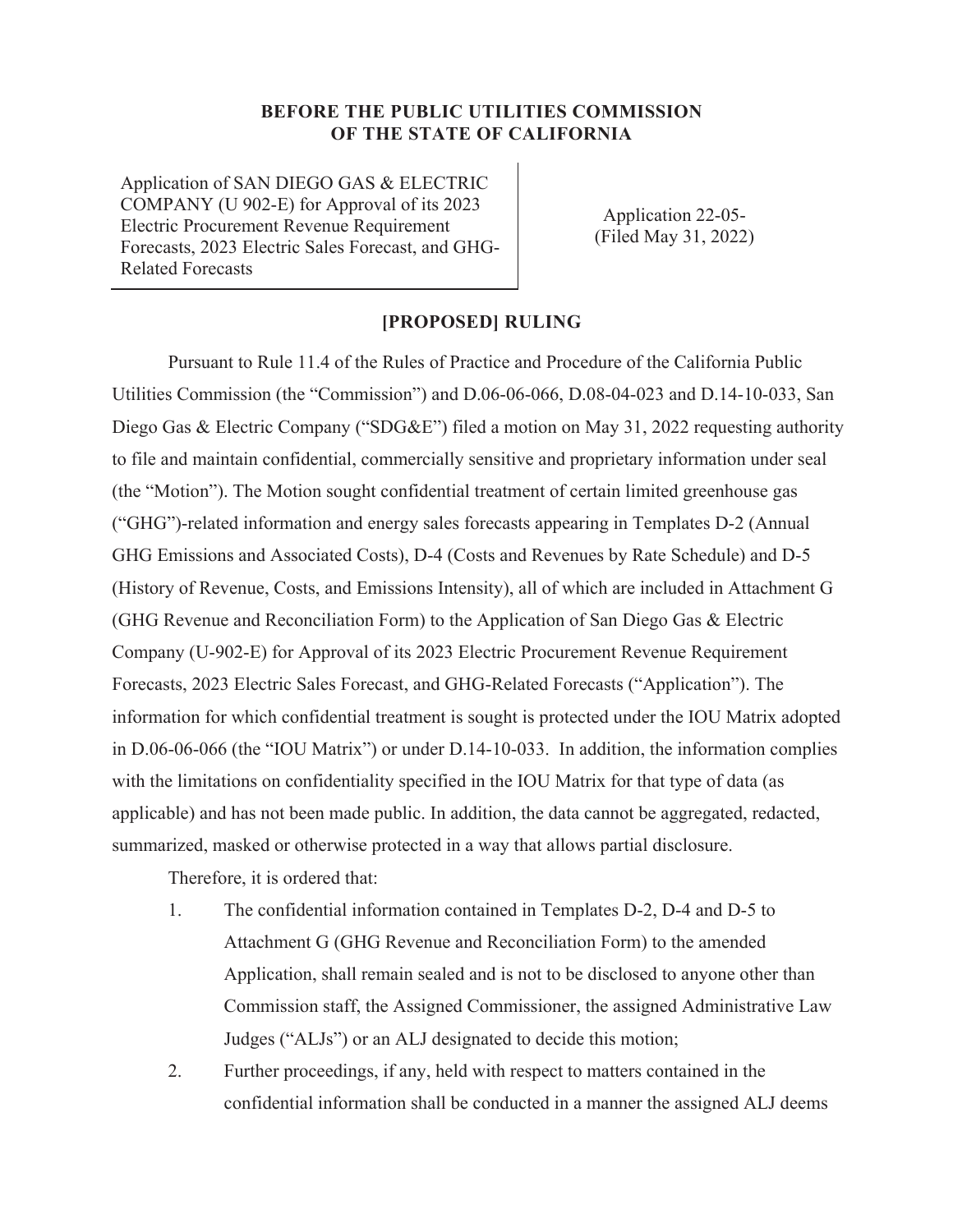**BEFORE THE PUBLIC UTILITIES COMMISSION OF THE STATE OF CALIFORNIA**

| Application of SAN DIEGO GAS & ELECTRIC COMPANY (U 902-E) for Approval of its 2023 Electric Procurement Revenue Requirement Forecasts, 2023 Electric Sales Forecast, and GHG-Related Forecasts | Application 22-05- (Filed May 31, 2022) |
|---|---|

## [PROPOSED] RULING

Pursuant to Rule 11.4 of the Rules of Practice and Procedure of the California Public Utilities Commission (the "Commission") and D.06-06-066, D.08-04-023 and D.14-10-033, San Diego Gas & Electric Company ("SDG&E") filed a motion on May 31, 2022 requesting authority to file and maintain confidential, commercially sensitive and proprietary information under seal (the "Motion"). The Motion sought confidential treatment of certain limited greenhouse gas ("GHG")-related information and energy sales forecasts appearing in Templates D-2 (Annual GHG Emissions and Associated Costs), D-4 (Costs and Revenues by Rate Schedule) and D-5 (History of Revenue, Costs, and Emissions Intensity), all of which are included in Attachment G (GHG Revenue and Reconciliation Form) to the Application of San Diego Gas & Electric Company (U-902-E) for Approval of its 2023 Electric Procurement Revenue Requirement Forecasts, 2023 Electric Sales Forecast, and GHG-Related Forecasts ("Application"). The information for which confidential treatment is sought is protected under the IOU Matrix adopted in D.06-06-066 (the "IOU Matrix") or under D.14-10-033. In addition, the information complies with the limitations on confidentiality specified in the IOU Matrix for that type of data (as applicable) and has not been made public. In addition, the data cannot be aggregated, redacted, summarized, masked or otherwise protected in a way that allows partial disclosure.

Therefore, it is ordered that:

1. The confidential information contained in Templates D-2, D-4 and D-5 to Attachment G (GHG Revenue and Reconciliation Form) to the amended Application, shall remain sealed and is not to be disclosed to anyone other than Commission staff, the Assigned Commissioner, the assigned Administrative Law Judges ("ALJs") or an ALJ designated to decide this motion;
2. Further proceedings, if any, held with respect to matters contained in the confidential information shall be conducted in a manner the assigned ALJ deems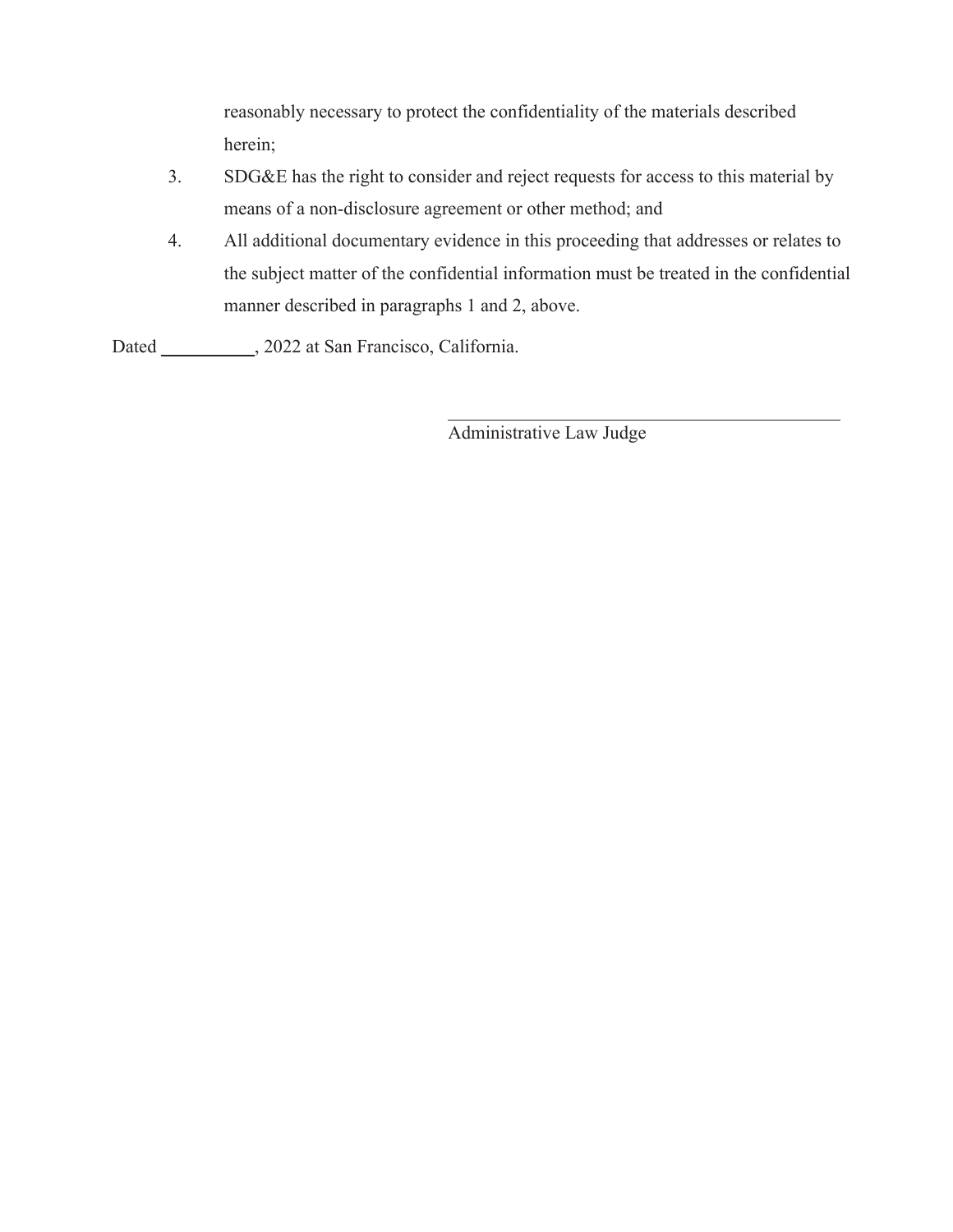reasonably necessary to protect the confidentiality of the materials described herein;

3. SDG&E has the right to consider and reject requests for access to this material by means of a non-disclosure agreement or other method; and

4. All additional documentary evidence in this proceeding that addresses or relates to the subject matter of the confidential information must be treated in the confidential manner described in paragraphs 1 and 2, above.

Dated ___________, 2022 at San Francisco, California.

_____________________________________________

Administrative Law Judge